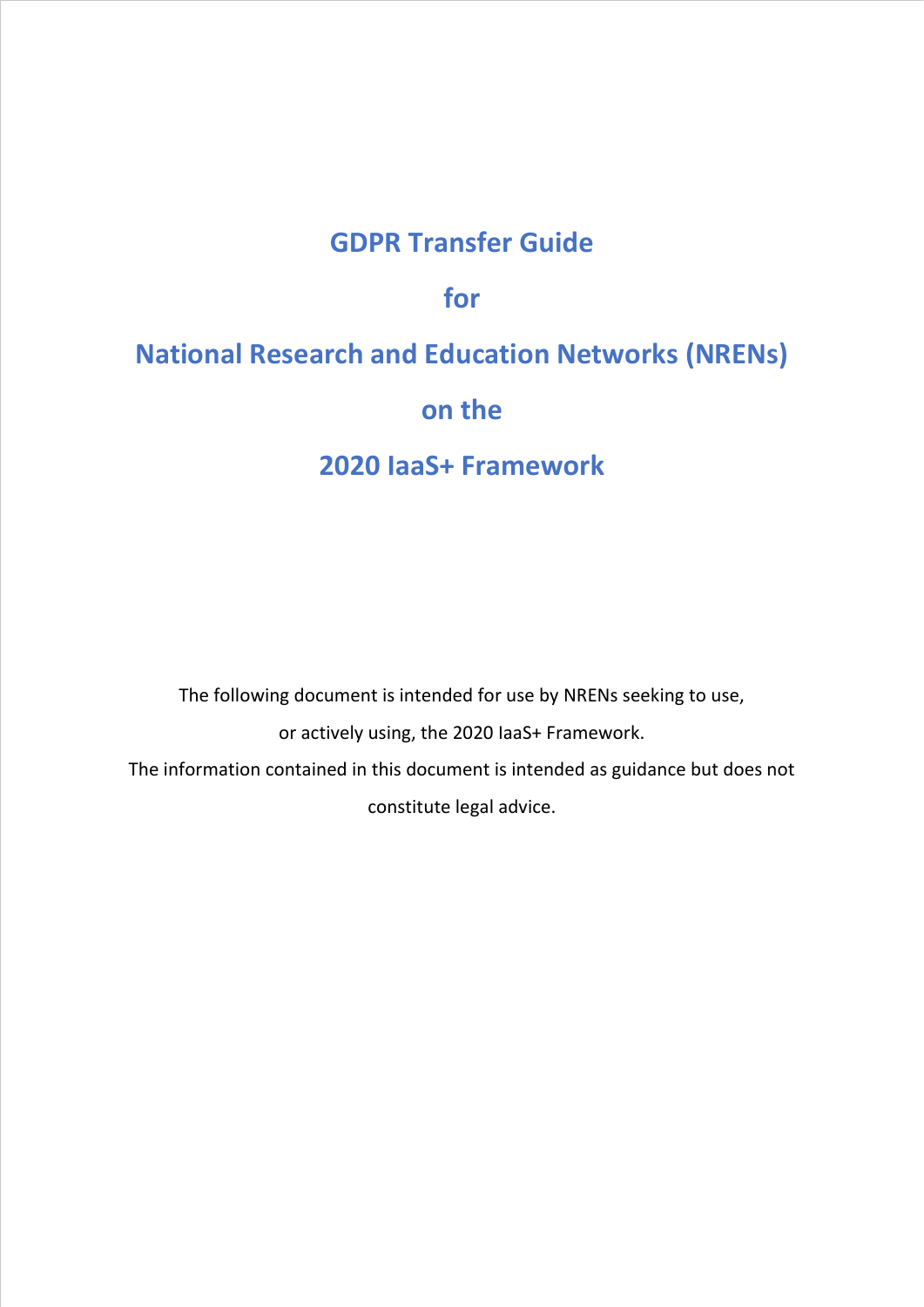# GDPR Transfer Guide

# for

# National Research and Education Networks (NRENs)

# on the

# 2020 IaaS+ Framework

The following document is intended for use by NRENs seeking to use, or actively using, the 2020 IaaS+ Framework.

The information contained in this document is intended as guidance but does not constitute legal advice.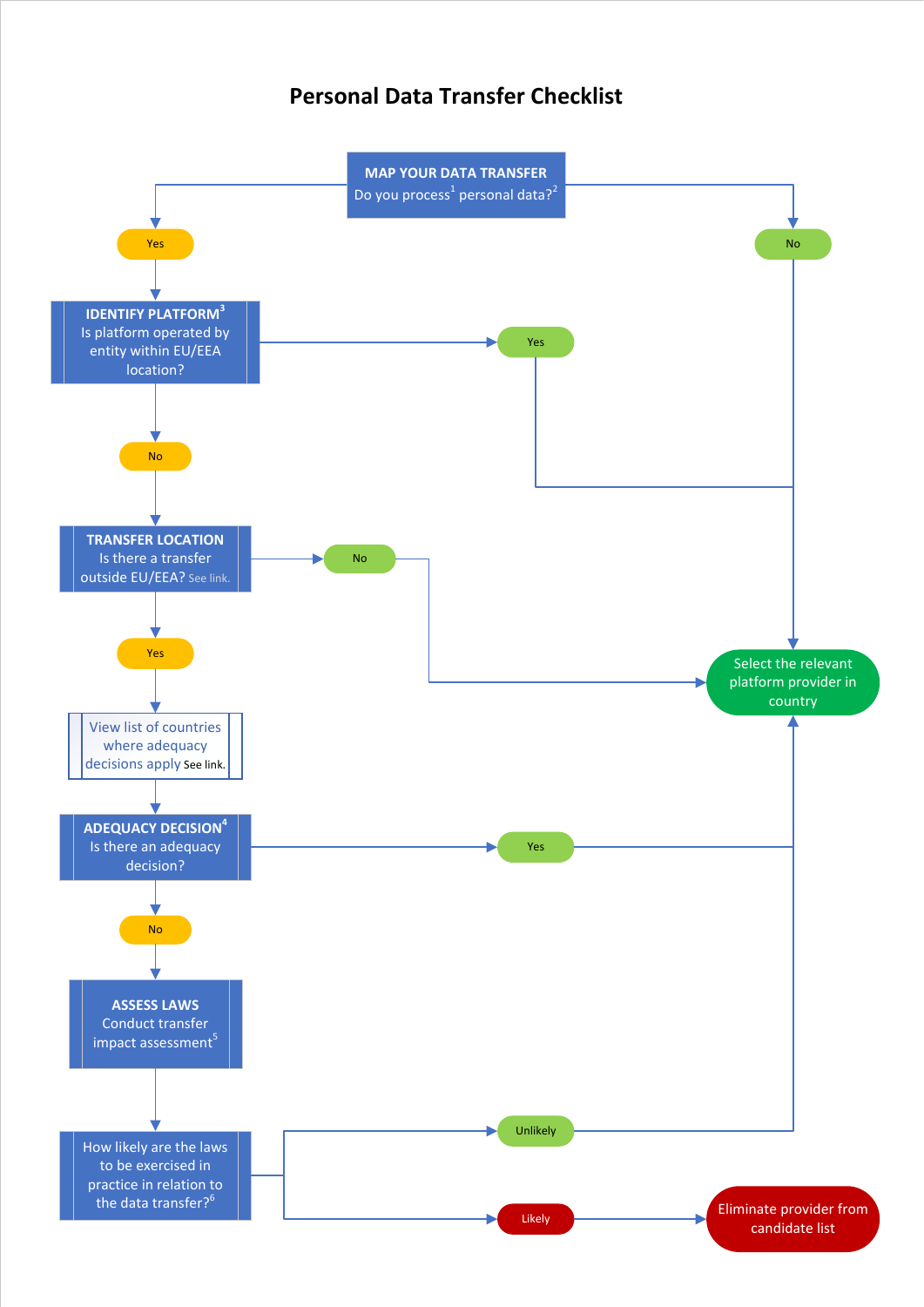# Personal Data Transfer Checklist

**MAP YOUR DATA TRANSFER**
Do you process[1] personal data?[2]

- **No** → Select the relevant platform provider in country
- **Yes** → continue

**IDENTIFY PLATFORM[3]**
Is platform operated by entity within EU/EEA location?

- **Yes** → Select the relevant platform provider in country
- **No** → continue

**TRANSFER LOCATION**
Is there a transfer outside EU/EEA? See link.

- **No** → Select the relevant platform provider in country
- **Yes** → continue

View list of countries where adequacy decisions apply See link.

**ADEQUACY DECISION[4]**
Is there an adequacy decision?

- **Yes** → Select the relevant platform provider in country
- **No** → continue

**ASSESS LAWS**
Conduct transfer impact assessment[5]

How likely are the laws to be exercised in practice in relation to the data transfer?[6]

- **Unlikely** → Select the relevant platform provider in country
- **Likely** → Eliminate provider from candidate list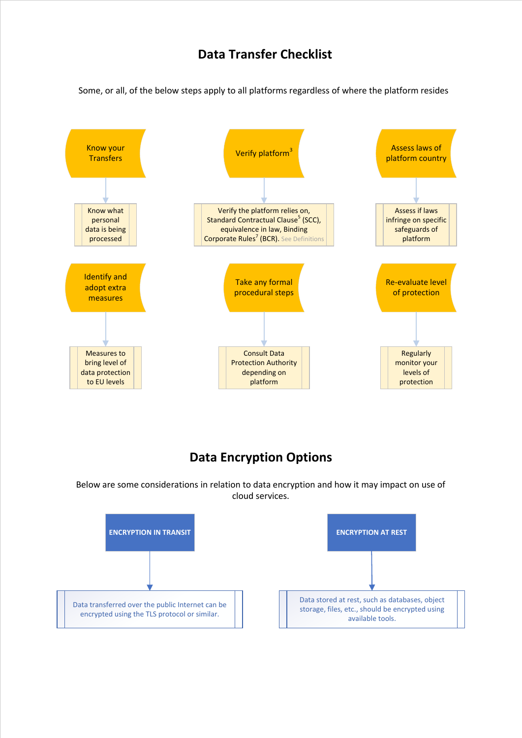# Data Transfer Checklist

Some, or all, of the below steps apply to all platforms regardless of where the platform resides

**Know your Transfers**

- Know what personal data is being processed

**Verify platform**[3]

- Verify the platform relies on, Standard Contractual Clause[5] (SCC), equivalence in law, Binding Corporate Rules[7] (BCR). See Definitions

**Assess laws of platform country**

- Assess if laws infringe on specific safeguards of platform

**Identify and adopt extra measures**

- Measures to bring level of data protection to EU levels

**Take any formal procedural steps**

- Consult Data Protection Authority depending on platform

**Re-evaluate level of protection**

- Regularly monitor your levels of protection

# Data Encryption Options

Below are some considerations in relation to data encryption and how it may impact on use of cloud services.

**ENCRYPTION IN TRANSIT**

- Data transferred over the public Internet can be encrypted using the TLS protocol or similar.

**ENCRYPTION AT REST**

- Data stored at rest, such as databases, object storage, files, etc., should be encrypted using available tools.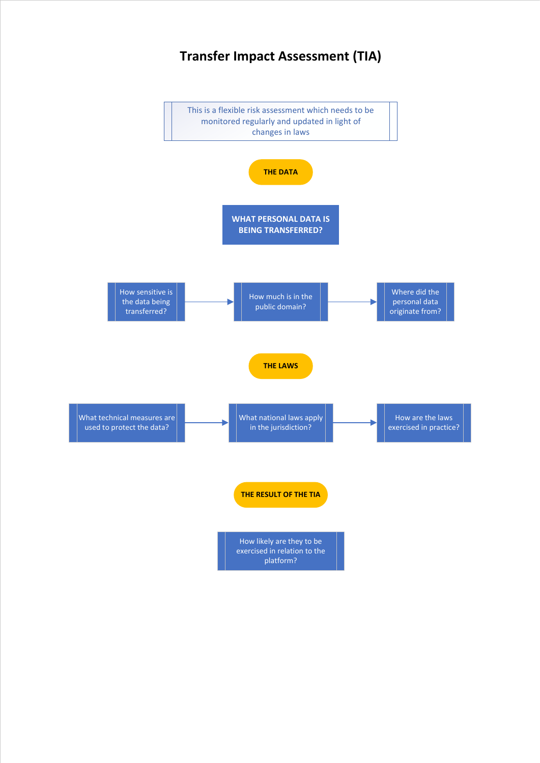# Transfer Impact Assessment (TIA)

This is a flexible risk assessment which needs to be monitored regularly and updated in light of changes in laws

**THE DATA**

**WHAT PERSONAL DATA IS BEING TRANSFERRED?**

How sensitive is the data being transferred? → How much is in the public domain? → Where did the personal data originate from?

**THE LAWS**

What technical measures are used to protect the data? → What national laws apply in the jurisdiction? → How are the laws exercised in practice?

**THE RESULT OF THE TIA**

How likely are they to be exercised in relation to the platform?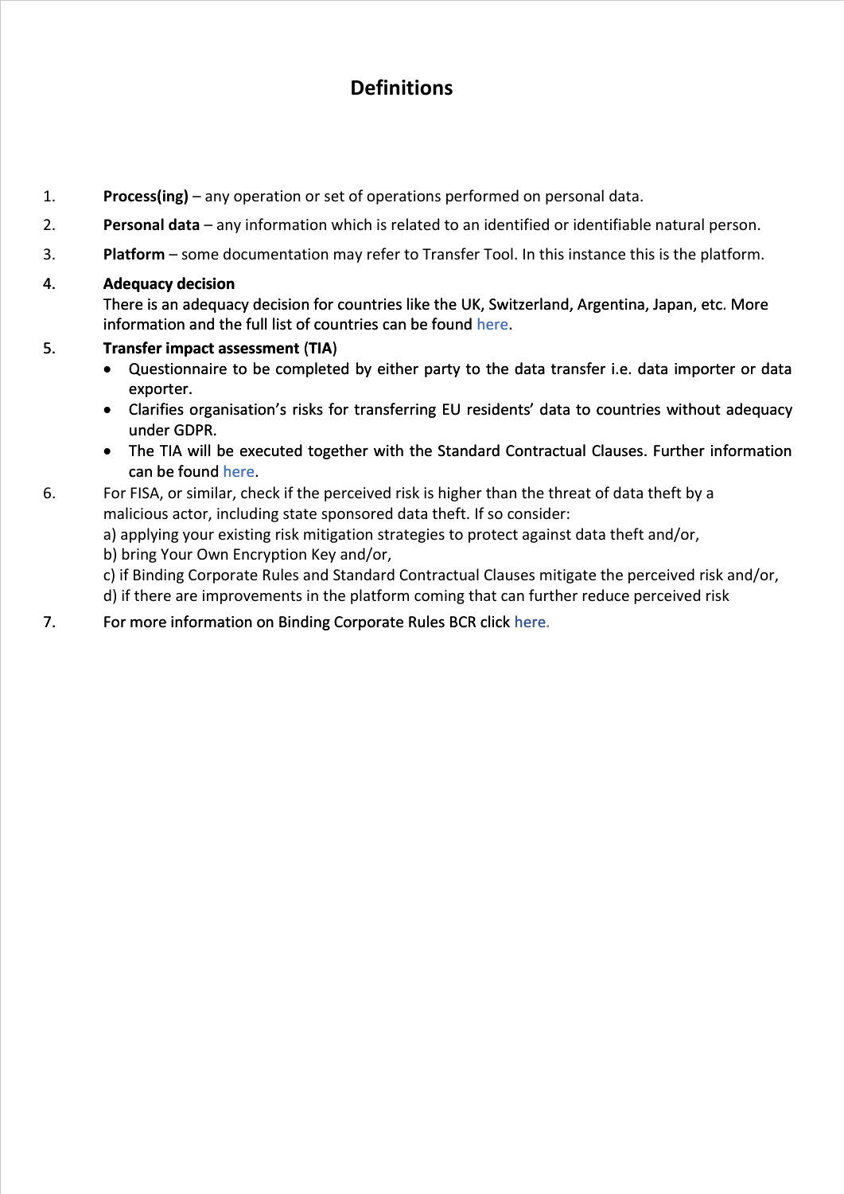# Definitions

1. **Process(ing)** – any operation or set of operations performed on personal data.
2. **Personal data** – any information which is related to an identified or identifiable natural person.
3. **Platform** – some documentation may refer to Transfer Tool. In this instance this is the platform.
4. **Adequacy decision**
   There is an adequacy decision for countries like the UK, Switzerland, Argentina, Japan, etc. More information and the full list of countries can be found here.
5. **Transfer impact assessment (TIA)**
   - Questionnaire to be completed by either party to the data transfer i.e. data importer or data exporter.
   - Clarifies organisation's risks for transferring EU residents' data to countries without adequacy under GDPR.
   - The TIA will be executed together with the Standard Contractual Clauses. Further information can be found here.
6. For FISA, or similar, check if the perceived risk is higher than the threat of data theft by a malicious actor, including state sponsored data theft. If so consider:
   a) applying your existing risk mitigation strategies to protect against data theft and/or,
   b) bring Your Own Encryption Key and/or,
   c) if Binding Corporate Rules and Standard Contractual Clauses mitigate the perceived risk and/or,
   d) if there are improvements in the platform coming that can further reduce perceived risk
7. For more information on Binding Corporate Rules BCR click here.